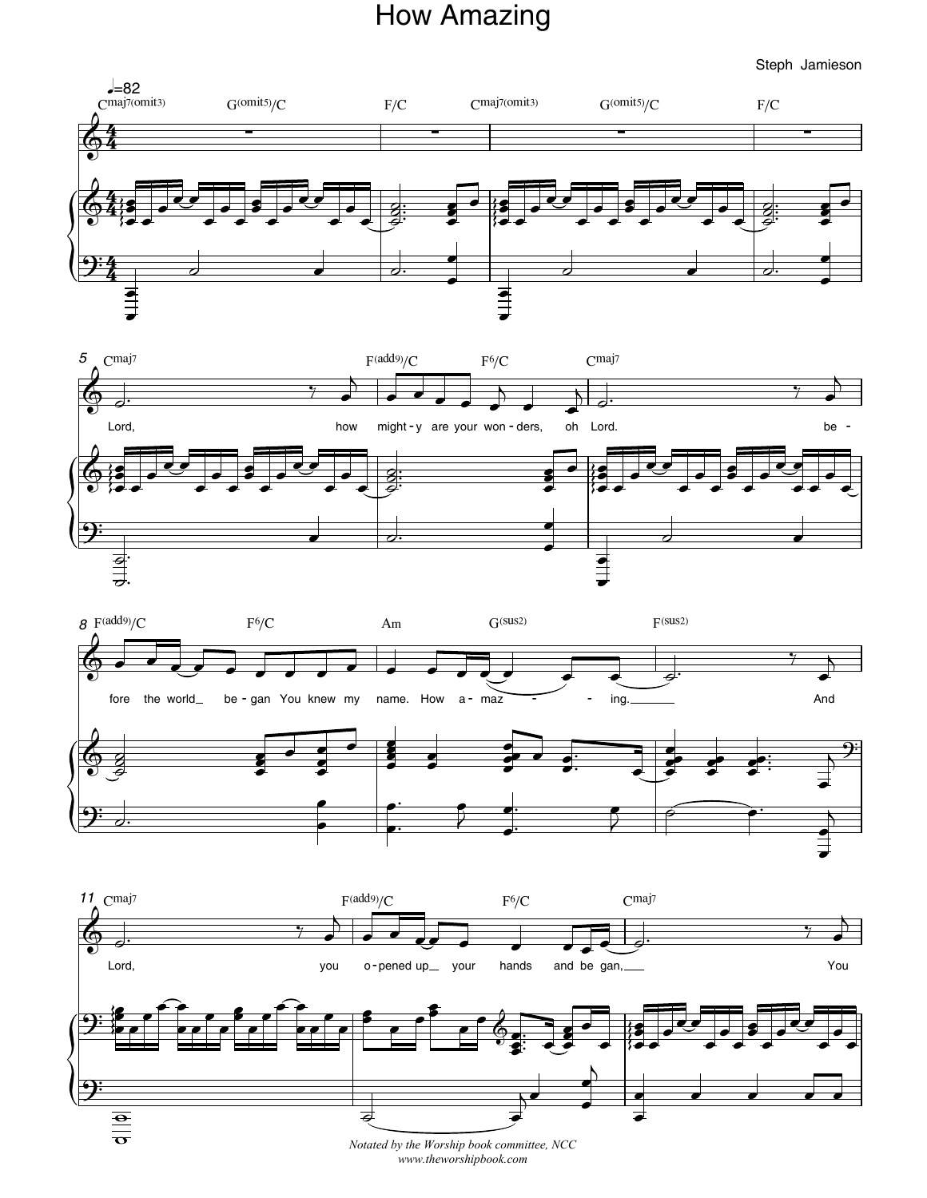# How Amazing

Steph Jamieson

♩=82

Lord, how might-y are your won-ders, oh Lord. be-fore the world began You knew my name. How a-maz-ing. And Lord, you o-pened up your hands and be gan, You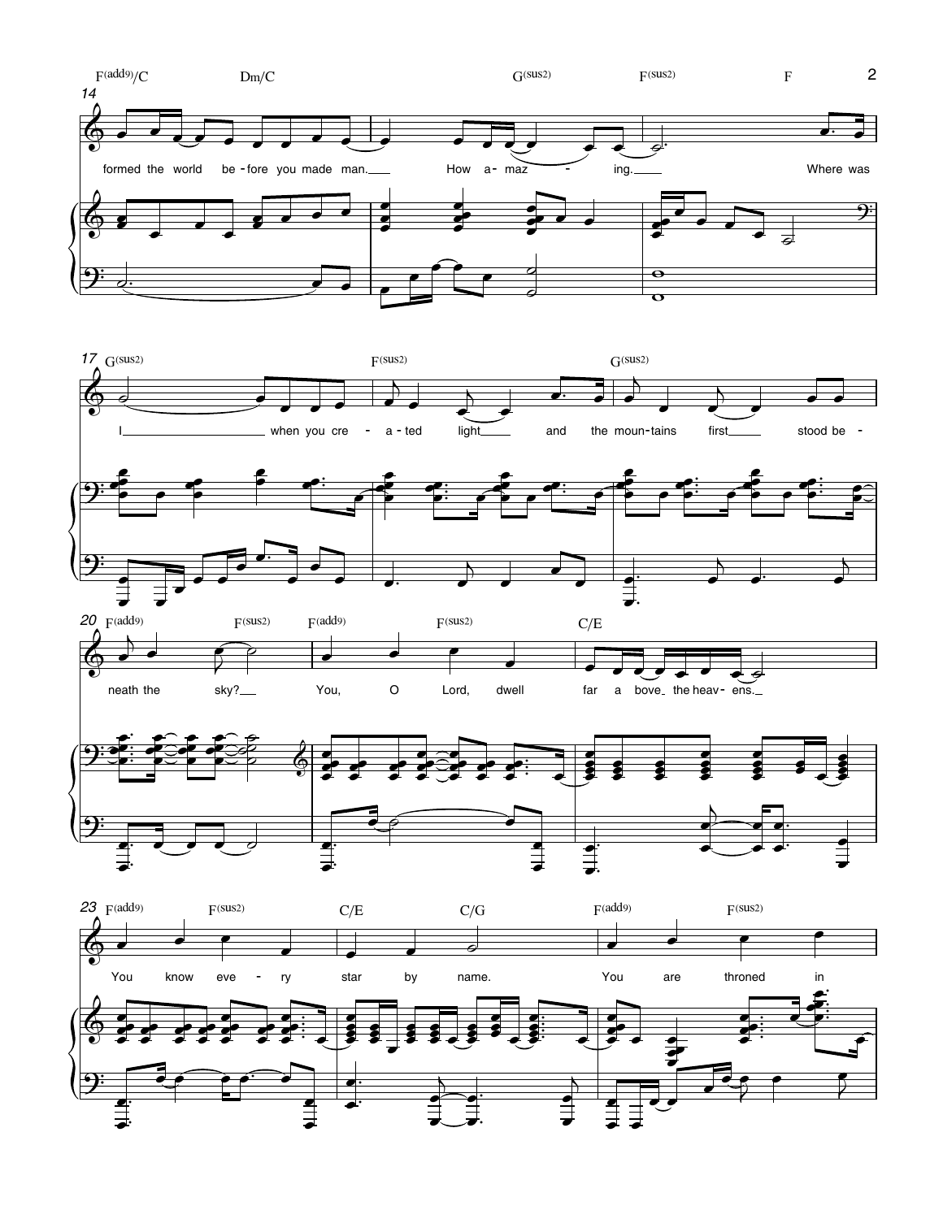F(add9)/C Dm/C G(sus2) F(sus2) F

14

formed the world be - fore you made man. How a - maz - ing. Where was

17 G(sus2) F(sus2) G(sus2)

I when you cre - a - ted light and the moun - tains first stood be -

20 F(add9) F(sus2) F(add9) F(sus2) C/E

neath the sky? You, O Lord, dwell far a bove the heav - ens.

23 F(add9) F(sus2) C/E C/G F(add9) F(sus2)

You know eve - ry star by name. You are throned in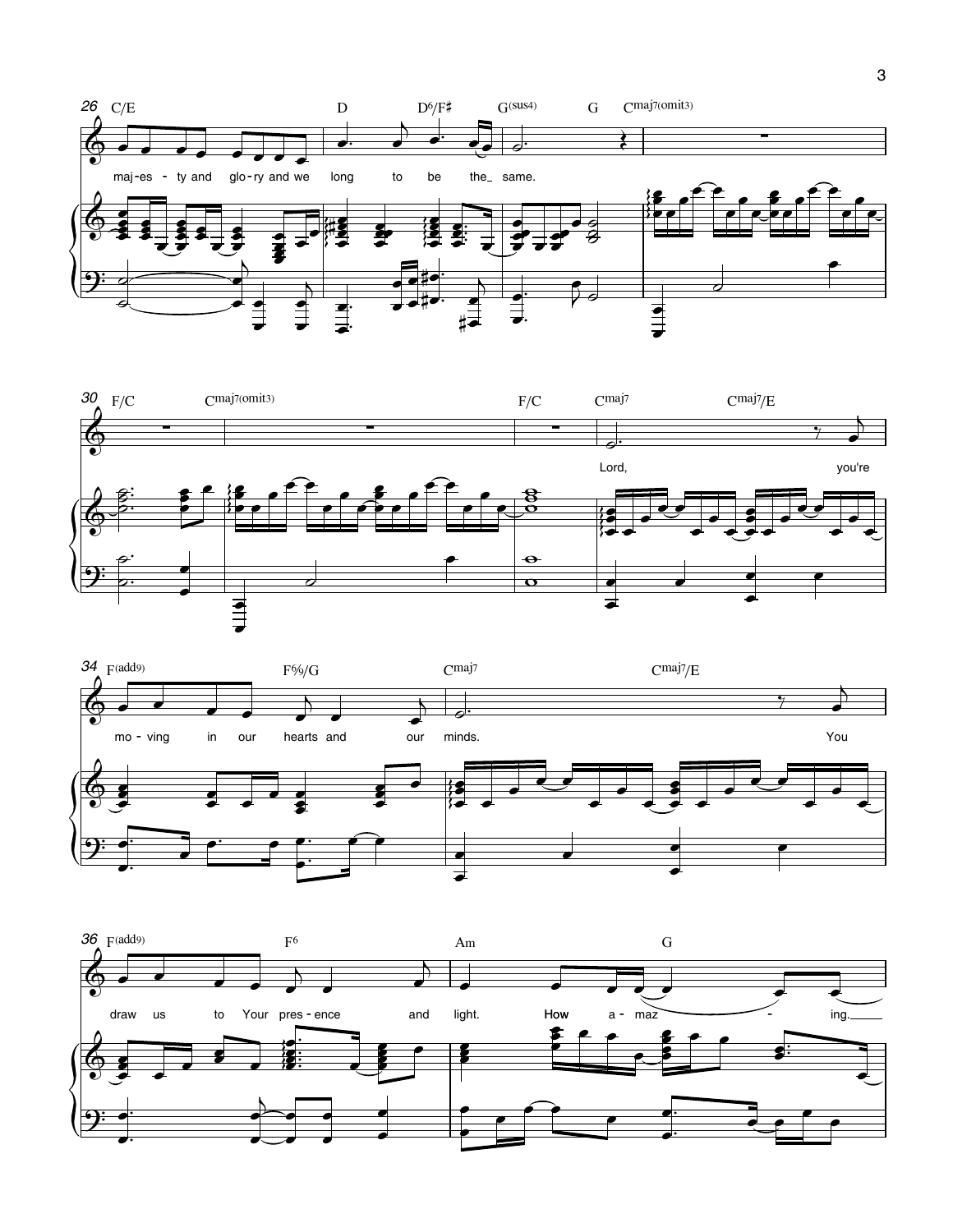26 C/E D D6/F♯ G(sus4) G Cmaj7(omit3)

maj-es - ty and glo - ry and we long to be the_ same.

30 F/C Cmaj7(omit3) F/C Cmaj7 Cmaj7/E

Lord, you're

34 F(add9) F%/G Cmaj7 Cmaj7/E

mo - ving in our hearts and our minds. You

36 F(add9) F6 Am G

draw us to Your pres - ence and light. How a - maz - ing.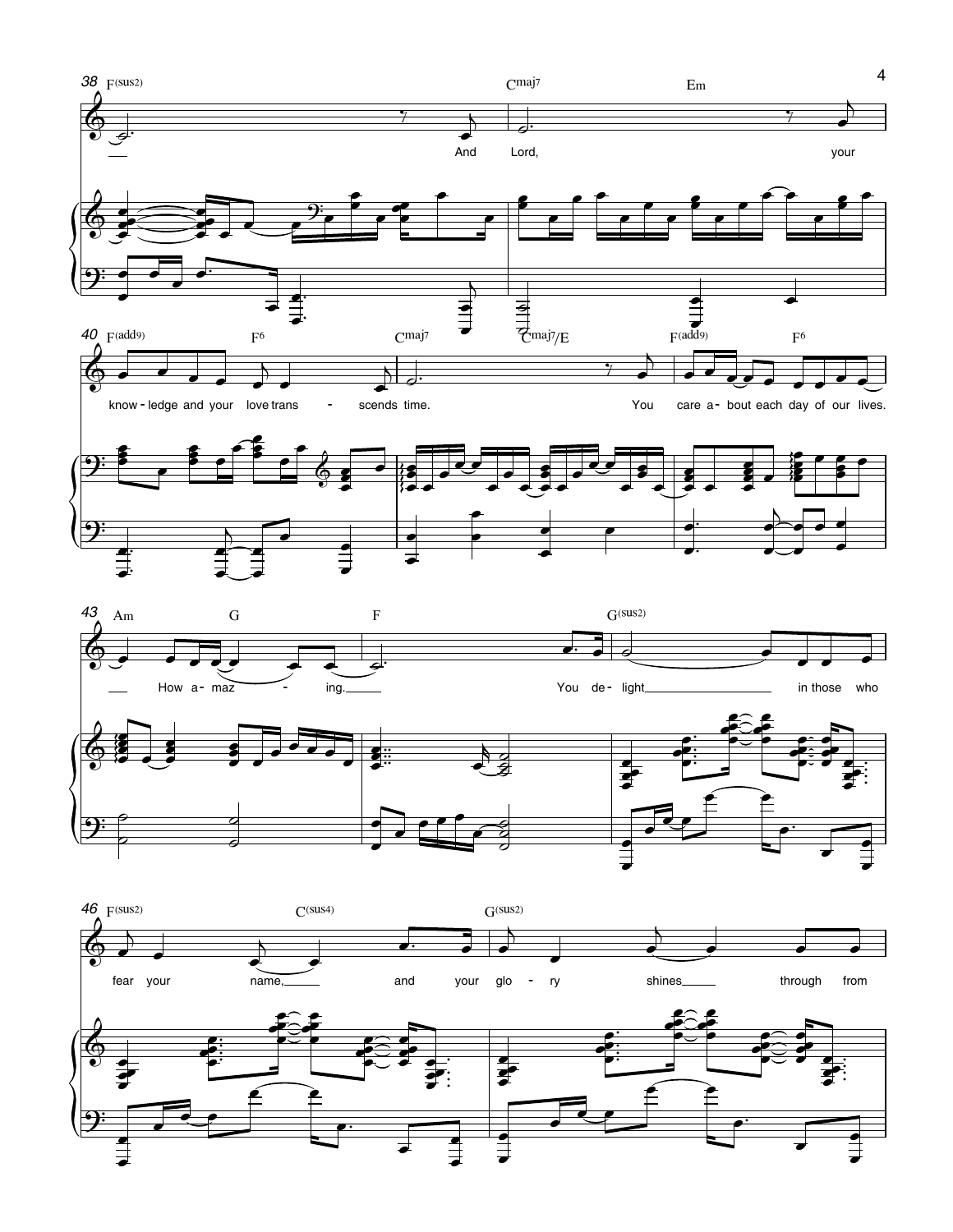38 F(sus2) — Cmaj7 — Em

And Lord, your

40 F(add9) — F6 — Cmaj7 — Cmaj7/E — F(add9) — F6

know - ledge and your love trans - scends time. You care a - bout each day of our lives.

43 Am — G — F — G(sus2)

How a - maz - ing. You de - light in those who

46 F(sus2) — C(sus4) — G(sus2)

fear your name, and your glo - ry shines through from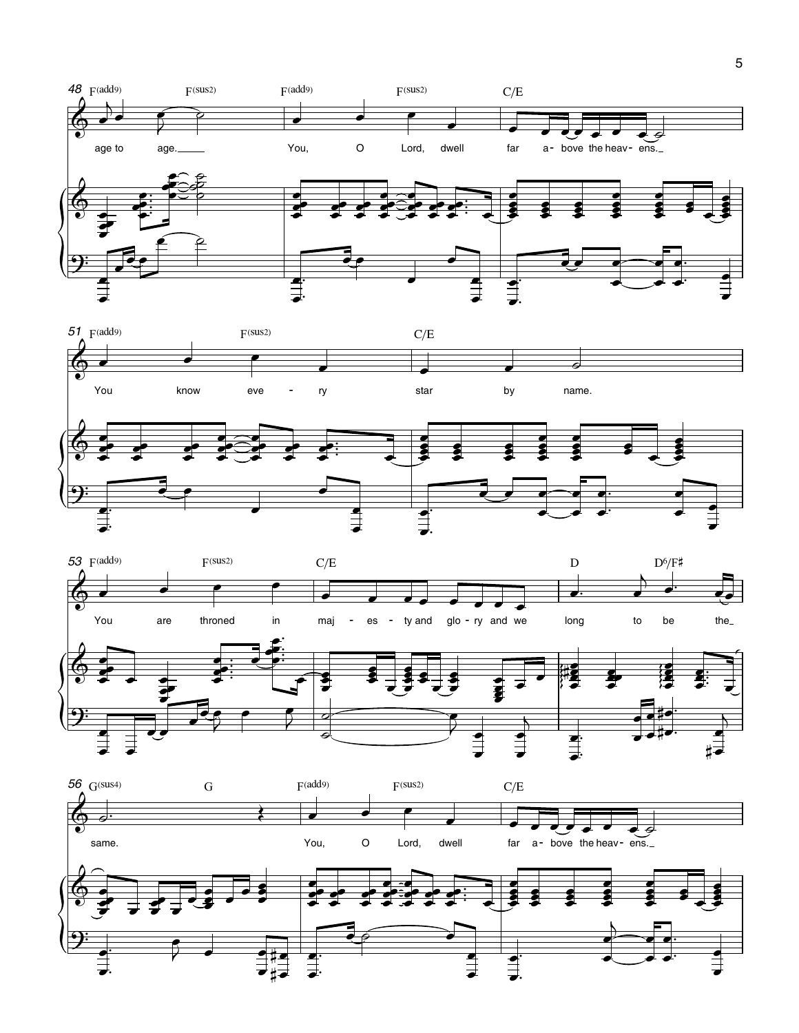48 F(add9) F(sus2) F(add9) F(sus2) C/E

age to age. You, O Lord, dwell far a- bove the heav- ens.

51 F(add9) F(sus2) C/E

You know eve - ry star by name.

53 F(add9) F(sus2) C/E D D6/F♯

You are throned in maj - es - ty and glo - ry and we long to be the

56 G(sus4) G F(add9) F(sus2) C/E

same. You, O Lord, dwell far a- bove the heav- ens.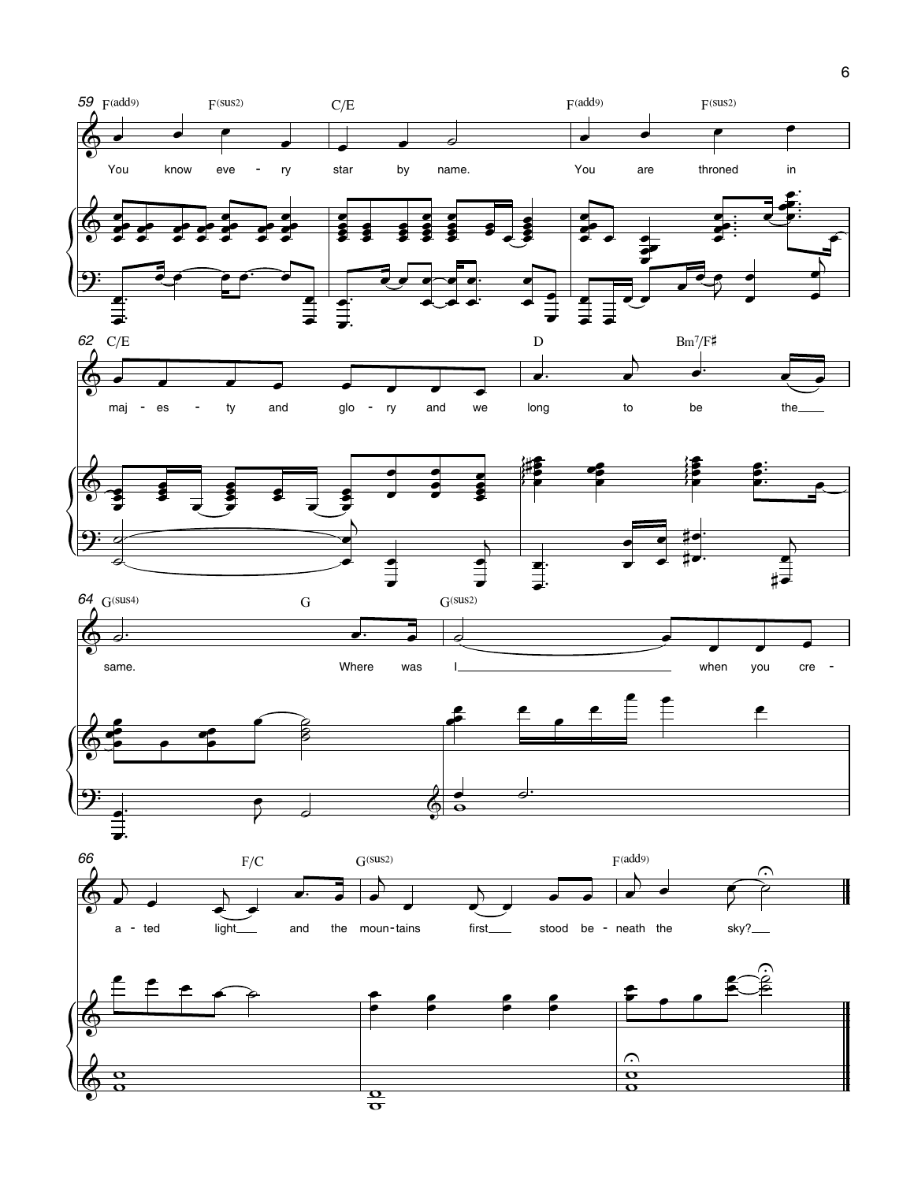59 F(add9) F(sus2) C/E F(add9) F(sus2)

You know eve - ry star by name. You are throned in

62 C/E D Bm7/F♯

maj - es - ty and glo - ry and we long to be the

64 G(sus4) G G(sus2)

same. Where was I when you cre -

66 F/C G(sus2) F(add9)

a - ted light and the moun - tains first stood be - neath the sky?